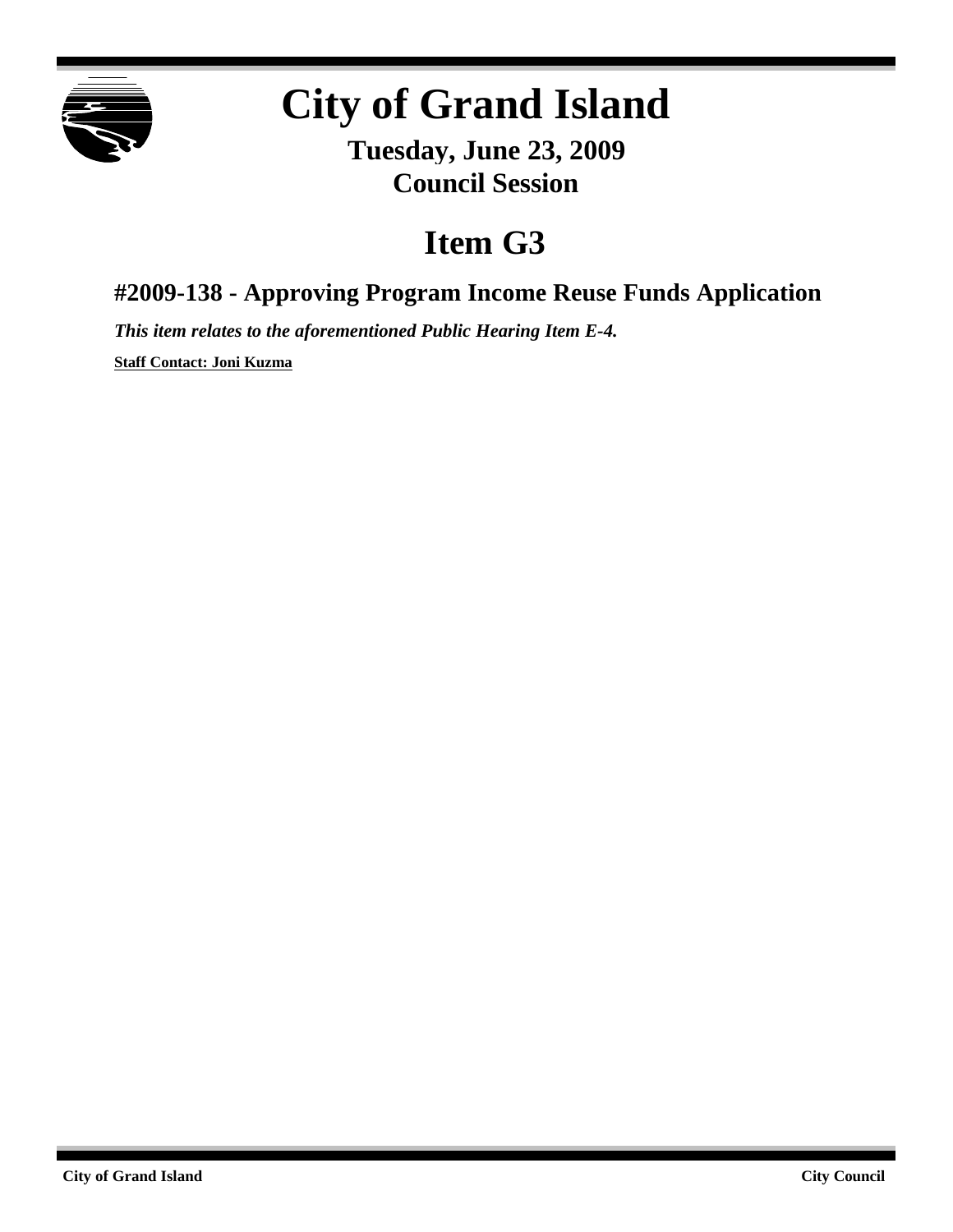# City of Grand Island

**Tuesday, June 23, 2009**
**Council Session**

## Item G3

### #2009-138 - Approving Program Income Reuse Funds Application

***This item relates to the aforementioned Public Hearing Item E-4.***

**Staff Contact: Joni Kuzma**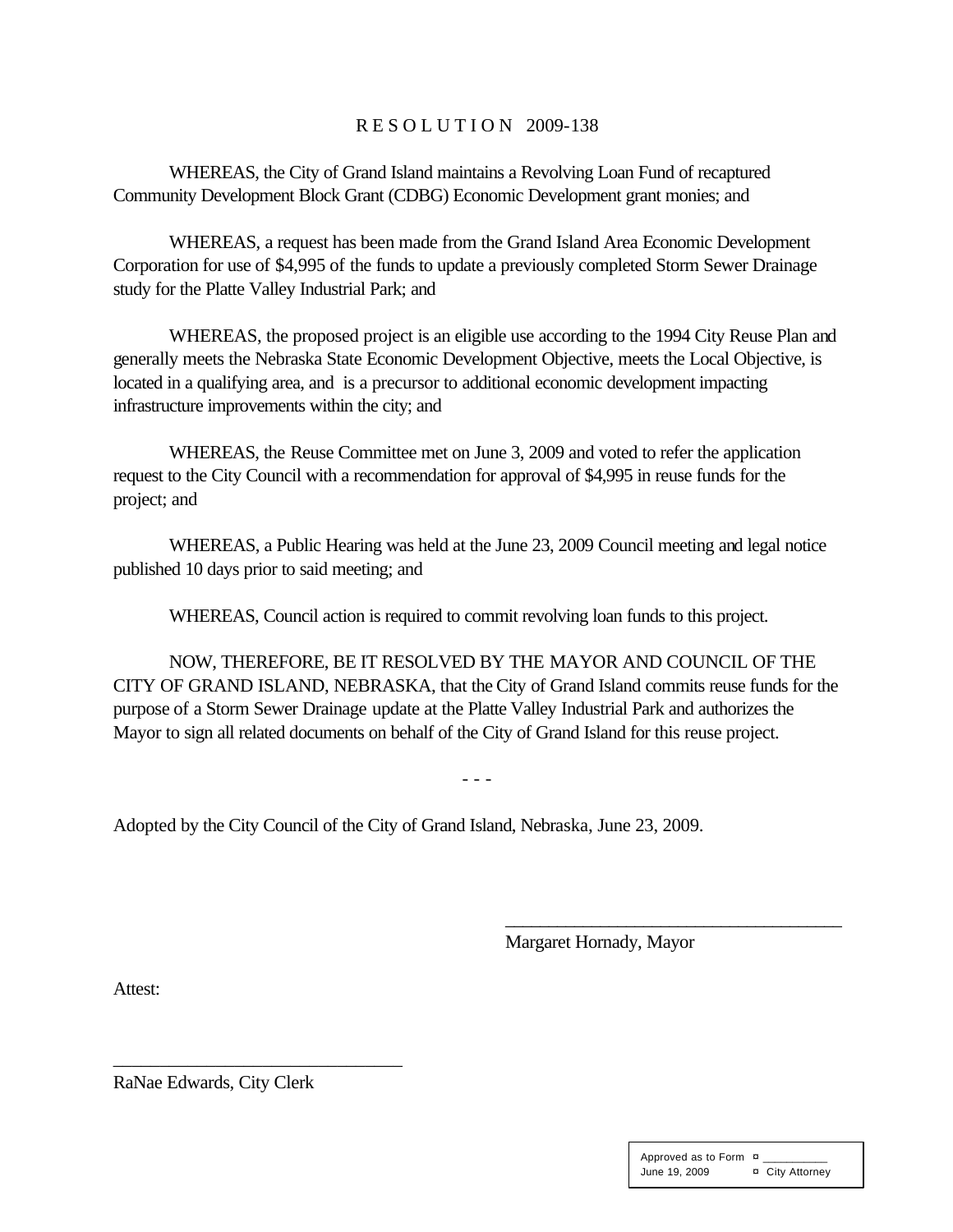# RESOLUTION 2009-138

WHEREAS, the City of Grand Island maintains a Revolving Loan Fund of recaptured Community Development Block Grant (CDBG) Economic Development grant monies; and

WHEREAS, a request has been made from the Grand Island Area Economic Development Corporation for use of $4,995 of the funds to update a previously completed Storm Sewer Drainage study for the Platte Valley Industrial Park; and

WHEREAS, the proposed project is an eligible use according to the 1994 City Reuse Plan and generally meets the Nebraska State Economic Development Objective, meets the Local Objective, is located in a qualifying area, and is a precursor to additional economic development impacting infrastructure improvements within the city; and

WHEREAS, the Reuse Committee met on June 3, 2009 and voted to refer the application request to the City Council with a recommendation for approval of $4,995 in reuse funds for the project; and

WHEREAS, a Public Hearing was held at the June 23, 2009 Council meeting and legal notice published 10 days prior to said meeting; and

WHEREAS, Council action is required to commit revolving loan funds to this project.

NOW, THEREFORE, BE IT RESOLVED BY THE MAYOR AND COUNCIL OF THE CITY OF GRAND ISLAND, NEBRASKA, that the City of Grand Island commits reuse funds for the purpose of a Storm Sewer Drainage update at the Platte Valley Industrial Park and authorizes the Mayor to sign all related documents on behalf of the City of Grand Island for this reuse project.

- - -

Adopted by the City Council of the City of Grand Island, Nebraska, June 23, 2009.

_____________________________________
Margaret Hornady, Mayor

Attest:

_______________________________
RaNae Edwards, City Clerk

Approved as to Form ¤ __________
June 19, 2009 ¤ City Attorney